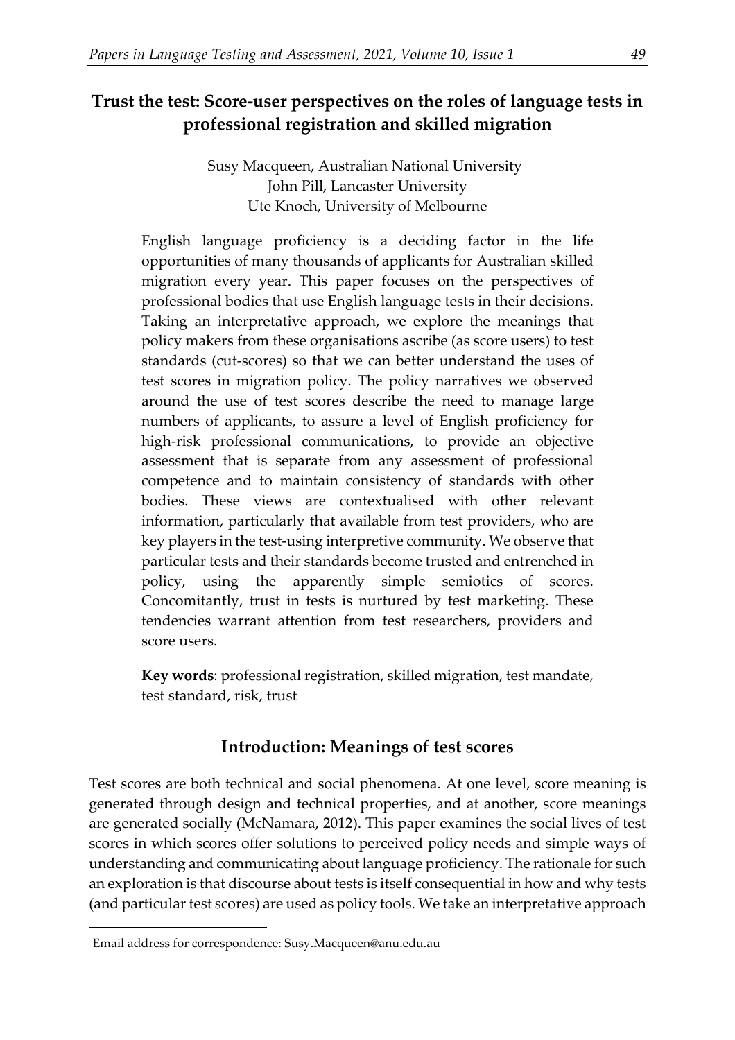# Trust the test: Score-user perspectives on the roles of language tests in professional registration and skilled migration

Susy Macqueen, Australian National University
John Pill, Lancaster University
Ute Knoch, University of Melbourne

English language proficiency is a deciding factor in the life opportunities of many thousands of applicants for Australian skilled migration every year. This paper focuses on the perspectives of professional bodies that use English language tests in their decisions. Taking an interpretative approach, we explore the meanings that policy makers from these organisations ascribe (as score users) to test standards (cut-scores) so that we can better understand the uses of test scores in migration policy. The policy narratives we observed around the use of test scores describe the need to manage large numbers of applicants, to assure a level of English proficiency for high-risk professional communications, to provide an objective assessment that is separate from any assessment of professional competence and to maintain consistency of standards with other bodies. These views are contextualised with other relevant information, particularly that available from test providers, who are key players in the test-using interpretive community. We observe that particular tests and their standards become trusted and entrenched in policy, using the apparently simple semiotics of scores. Concomitantly, trust in tests is nurtured by test marketing. These tendencies warrant attention from test researchers, providers and score users.

**Key words**: professional registration, skilled migration, test mandate, test standard, risk, trust

## Introduction: Meanings of test scores

Test scores are both technical and social phenomena. At one level, score meaning is generated through design and technical properties, and at another, score meanings are generated socially (McNamara, 2012). This paper examines the social lives of test scores in which scores offer solutions to perceived policy needs and simple ways of understanding and communicating about language proficiency. The rationale for such an exploration is that discourse about tests is itself consequential in how and why tests (and particular test scores) are used as policy tools. We take an interpretative approach

Email address for correspondence: Susy.Macqueen@anu.edu.au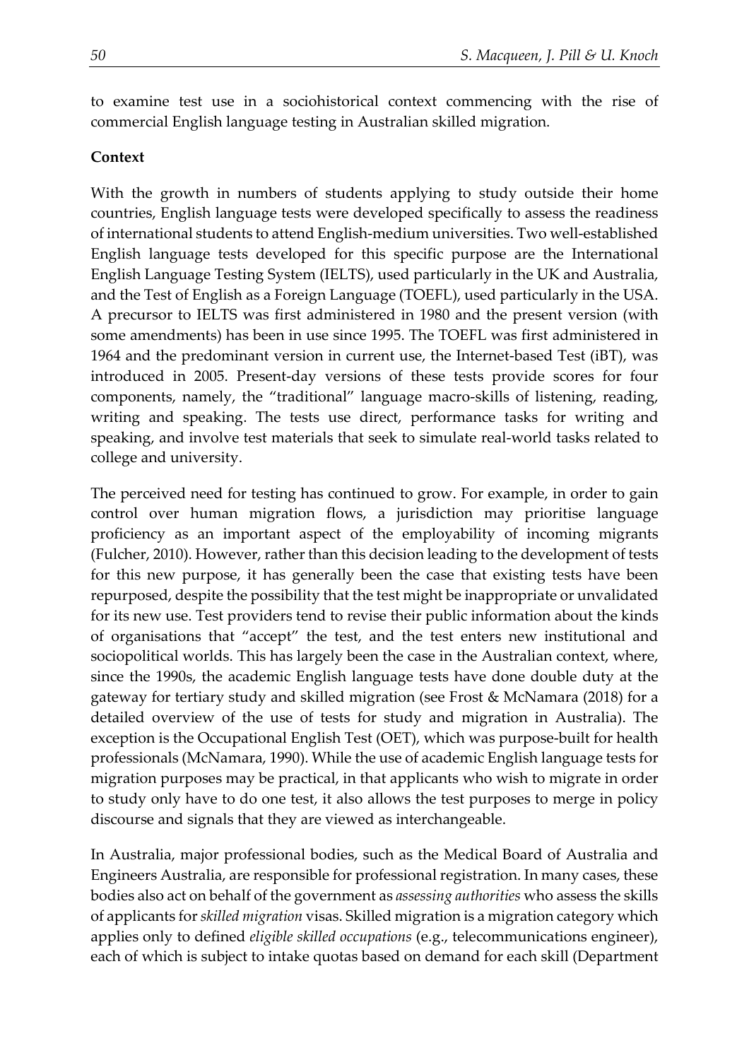to examine test use in a sociohistorical context commencing with the rise of commercial English language testing in Australian skilled migration.

**Context**

With the growth in numbers of students applying to study outside their home countries, English language tests were developed specifically to assess the readiness of international students to attend English-medium universities. Two well-established English language tests developed for this specific purpose are the International English Language Testing System (IELTS), used particularly in the UK and Australia, and the Test of English as a Foreign Language (TOEFL), used particularly in the USA. A precursor to IELTS was first administered in 1980 and the present version (with some amendments) has been in use since 1995. The TOEFL was first administered in 1964 and the predominant version in current use, the Internet-based Test (iBT), was introduced in 2005. Present-day versions of these tests provide scores for four components, namely, the "traditional" language macro-skills of listening, reading, writing and speaking. The tests use direct, performance tasks for writing and speaking, and involve test materials that seek to simulate real-world tasks related to college and university.

The perceived need for testing has continued to grow. For example, in order to gain control over human migration flows, a jurisdiction may prioritise language proficiency as an important aspect of the employability of incoming migrants (Fulcher, 2010). However, rather than this decision leading to the development of tests for this new purpose, it has generally been the case that existing tests have been repurposed, despite the possibility that the test might be inappropriate or unvalidated for its new use. Test providers tend to revise their public information about the kinds of organisations that "accept" the test, and the test enters new institutional and sociopolitical worlds. This has largely been the case in the Australian context, where, since the 1990s, the academic English language tests have done double duty at the gateway for tertiary study and skilled migration (see Frost & McNamara (2018) for a detailed overview of the use of tests for study and migration in Australia). The exception is the Occupational English Test (OET), which was purpose-built for health professionals (McNamara, 1990). While the use of academic English language tests for migration purposes may be practical, in that applicants who wish to migrate in order to study only have to do one test, it also allows the test purposes to merge in policy discourse and signals that they are viewed as interchangeable.

In Australia, major professional bodies, such as the Medical Board of Australia and Engineers Australia, are responsible for professional registration. In many cases, these bodies also act on behalf of the government as *assessing authorities* who assess the skills of applicants for *skilled migration* visas. Skilled migration is a migration category which applies only to defined *eligible skilled occupations* (e.g., telecommunications engineer), each of which is subject to intake quotas based on demand for each skill (Department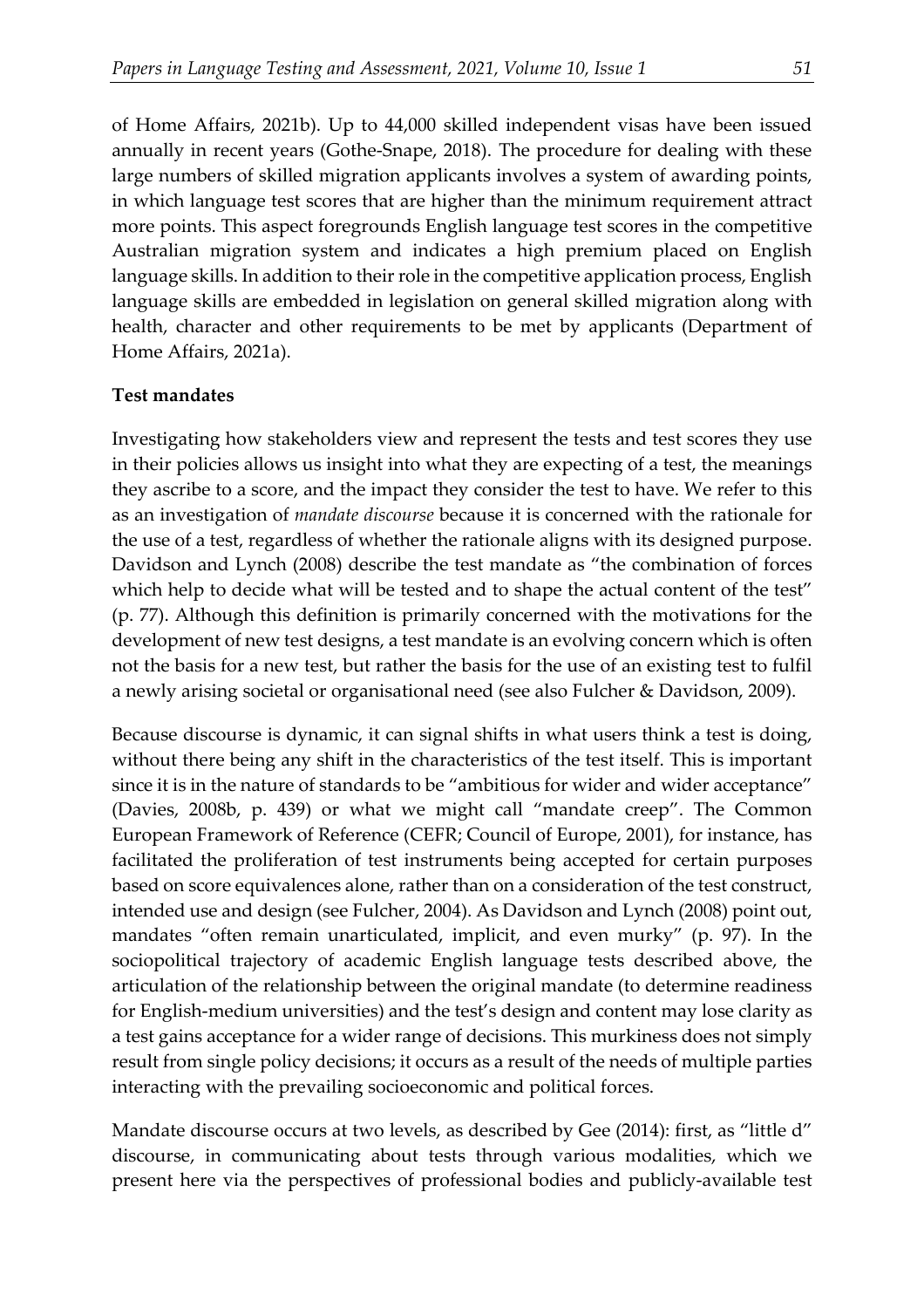of Home Affairs, 2021b). Up to 44,000 skilled independent visas have been issued annually in recent years (Gothe-Snape, 2018). The procedure for dealing with these large numbers of skilled migration applicants involves a system of awarding points, in which language test scores that are higher than the minimum requirement attract more points. This aspect foregrounds English language test scores in the competitive Australian migration system and indicates a high premium placed on English language skills. In addition to their role in the competitive application process, English language skills are embedded in legislation on general skilled migration along with health, character and other requirements to be met by applicants (Department of Home Affairs, 2021a).

**Test mandates**

Investigating how stakeholders view and represent the tests and test scores they use in their policies allows us insight into what they are expecting of a test, the meanings they ascribe to a score, and the impact they consider the test to have. We refer to this as an investigation of *mandate discourse* because it is concerned with the rationale for the use of a test, regardless of whether the rationale aligns with its designed purpose. Davidson and Lynch (2008) describe the test mandate as "the combination of forces which help to decide what will be tested and to shape the actual content of the test" (p. 77). Although this definition is primarily concerned with the motivations for the development of new test designs, a test mandate is an evolving concern which is often not the basis for a new test, but rather the basis for the use of an existing test to fulfil a newly arising societal or organisational need (see also Fulcher & Davidson, 2009).

Because discourse is dynamic, it can signal shifts in what users think a test is doing, without there being any shift in the characteristics of the test itself. This is important since it is in the nature of standards to be "ambitious for wider and wider acceptance" (Davies, 2008b, p. 439) or what we might call "mandate creep". The Common European Framework of Reference (CEFR; Council of Europe, 2001), for instance, has facilitated the proliferation of test instruments being accepted for certain purposes based on score equivalences alone, rather than on a consideration of the test construct, intended use and design (see Fulcher, 2004). As Davidson and Lynch (2008) point out, mandates "often remain unarticulated, implicit, and even murky" (p. 97). In the sociopolitical trajectory of academic English language tests described above, the articulation of the relationship between the original mandate (to determine readiness for English-medium universities) and the test's design and content may lose clarity as a test gains acceptance for a wider range of decisions. This murkiness does not simply result from single policy decisions; it occurs as a result of the needs of multiple parties interacting with the prevailing socioeconomic and political forces.

Mandate discourse occurs at two levels, as described by Gee (2014): first, as "little d" discourse, in communicating about tests through various modalities, which we present here via the perspectives of professional bodies and publicly-available test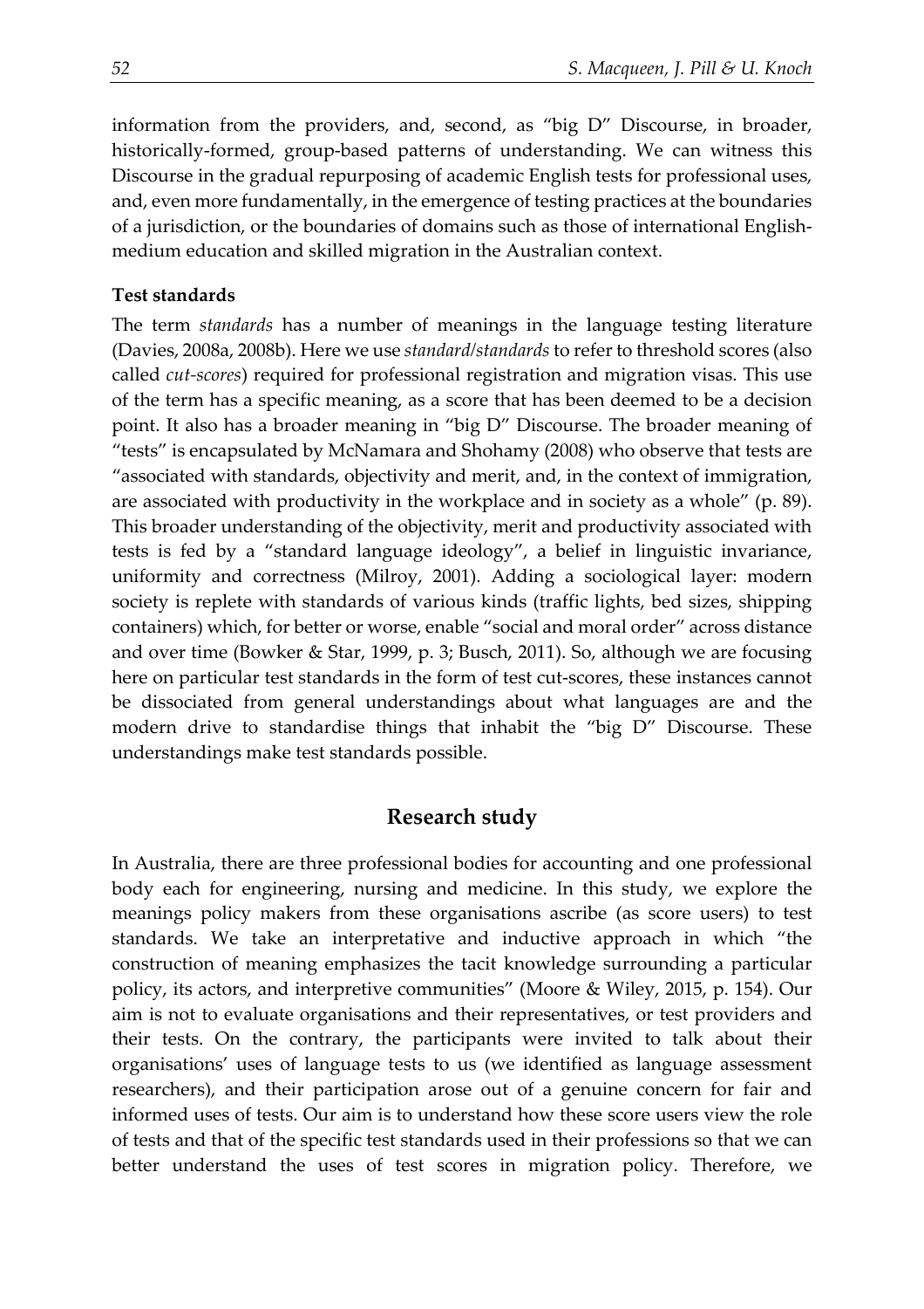information from the providers, and, second, as "big D" Discourse, in broader, historically-formed, group-based patterns of understanding. We can witness this Discourse in the gradual repurposing of academic English tests for professional uses, and, even more fundamentally, in the emergence of testing practices at the boundaries of a jurisdiction, or the boundaries of domains such as those of international English-medium education and skilled migration in the Australian context.

### Test standards

The term *standards* has a number of meanings in the language testing literature (Davies, 2008a, 2008b). Here we use *standard/standards* to refer to threshold scores (also called *cut-scores*) required for professional registration and migration visas. This use of the term has a specific meaning, as a score that has been deemed to be a decision point. It also has a broader meaning in "big D" Discourse. The broader meaning of "tests" is encapsulated by McNamara and Shohamy (2008) who observe that tests are "associated with standards, objectivity and merit, and, in the context of immigration, are associated with productivity in the workplace and in society as a whole" (p. 89). This broader understanding of the objectivity, merit and productivity associated with tests is fed by a "standard language ideology", a belief in linguistic invariance, uniformity and correctness (Milroy, 2001). Adding a sociological layer: modern society is replete with standards of various kinds (traffic lights, bed sizes, shipping containers) which, for better or worse, enable "social and moral order" across distance and over time (Bowker & Star, 1999, p. 3; Busch, 2011). So, although we are focusing here on particular test standards in the form of test cut-scores, these instances cannot be dissociated from general understandings about what languages are and the modern drive to standardise things that inhabit the "big D" Discourse. These understandings make test standards possible.

## Research study

In Australia, there are three professional bodies for accounting and one professional body each for engineering, nursing and medicine. In this study, we explore the meanings policy makers from these organisations ascribe (as score users) to test standards. We take an interpretative and inductive approach in which "the construction of meaning emphasizes the tacit knowledge surrounding a particular policy, its actors, and interpretive communities" (Moore & Wiley, 2015, p. 154). Our aim is not to evaluate organisations and their representatives, or test providers and their tests. On the contrary, the participants were invited to talk about their organisations' uses of language tests to us (we identified as language assessment researchers), and their participation arose out of a genuine concern for fair and informed uses of tests. Our aim is to understand how these score users view the role of tests and that of the specific test standards used in their professions so that we can better understand the uses of test scores in migration policy. Therefore, we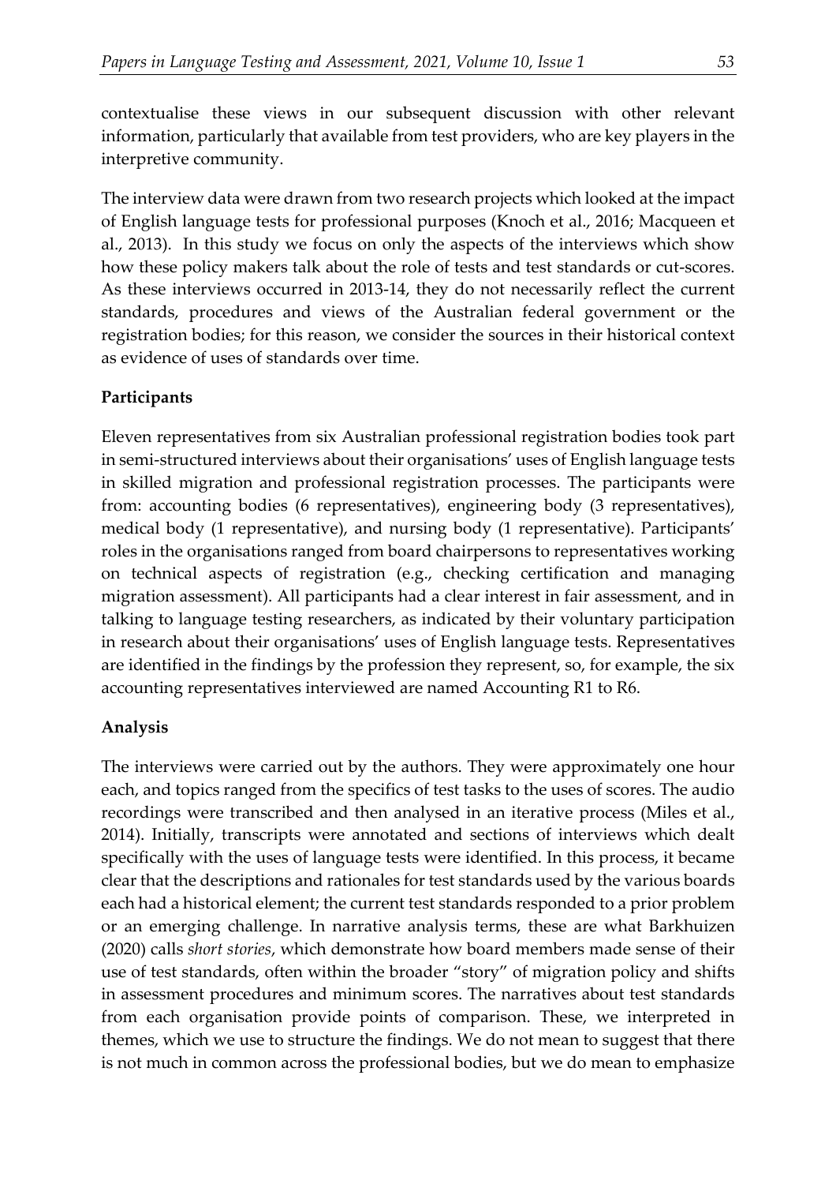contextualise these views in our subsequent discussion with other relevant information, particularly that available from test providers, who are key players in the interpretive community.

The interview data were drawn from two research projects which looked at the impact of English language tests for professional purposes (Knoch et al., 2016; Macqueen et al., 2013). In this study we focus on only the aspects of the interviews which show how these policy makers talk about the role of tests and test standards or cut-scores. As these interviews occurred in 2013-14, they do not necessarily reflect the current standards, procedures and views of the Australian federal government or the registration bodies; for this reason, we consider the sources in their historical context as evidence of uses of standards over time.

## Participants

Eleven representatives from six Australian professional registration bodies took part in semi-structured interviews about their organisations' uses of English language tests in skilled migration and professional registration processes. The participants were from: accounting bodies (6 representatives), engineering body (3 representatives), medical body (1 representative), and nursing body (1 representative). Participants' roles in the organisations ranged from board chairpersons to representatives working on technical aspects of registration (e.g., checking certification and managing migration assessment). All participants had a clear interest in fair assessment, and in talking to language testing researchers, as indicated by their voluntary participation in research about their organisations' uses of English language tests. Representatives are identified in the findings by the profession they represent, so, for example, the six accounting representatives interviewed are named Accounting R1 to R6.

## Analysis

The interviews were carried out by the authors. They were approximately one hour each, and topics ranged from the specifics of test tasks to the uses of scores. The audio recordings were transcribed and then analysed in an iterative process (Miles et al., 2014). Initially, transcripts were annotated and sections of interviews which dealt specifically with the uses of language tests were identified. In this process, it became clear that the descriptions and rationales for test standards used by the various boards each had a historical element; the current test standards responded to a prior problem or an emerging challenge. In narrative analysis terms, these are what Barkhuizen (2020) calls *short stories*, which demonstrate how board members made sense of their use of test standards, often within the broader "story" of migration policy and shifts in assessment procedures and minimum scores. The narratives about test standards from each organisation provide points of comparison. These, we interpreted in themes, which we use to structure the findings. We do not mean to suggest that there is not much in common across the professional bodies, but we do mean to emphasize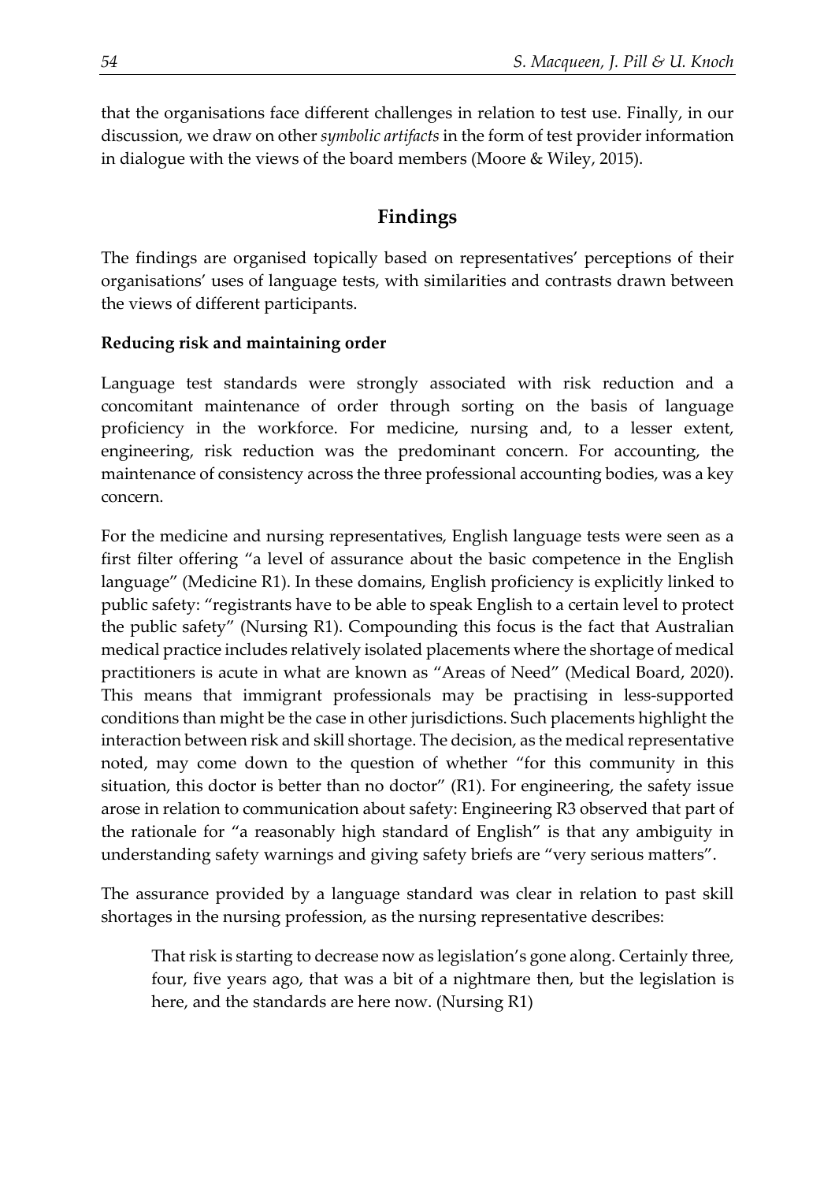that the organisations face different challenges in relation to test use. Finally, in our discussion, we draw on other *symbolic artifacts* in the form of test provider information in dialogue with the views of the board members (Moore & Wiley, 2015).

## Findings

The findings are organised topically based on representatives' perceptions of their organisations' uses of language tests, with similarities and contrasts drawn between the views of different participants.

### Reducing risk and maintaining order

Language test standards were strongly associated with risk reduction and a concomitant maintenance of order through sorting on the basis of language proficiency in the workforce. For medicine, nursing and, to a lesser extent, engineering, risk reduction was the predominant concern. For accounting, the maintenance of consistency across the three professional accounting bodies, was a key concern.

For the medicine and nursing representatives, English language tests were seen as a first filter offering "a level of assurance about the basic competence in the English language" (Medicine R1). In these domains, English proficiency is explicitly linked to public safety: "registrants have to be able to speak English to a certain level to protect the public safety" (Nursing R1). Compounding this focus is the fact that Australian medical practice includes relatively isolated placements where the shortage of medical practitioners is acute in what are known as "Areas of Need" (Medical Board, 2020). This means that immigrant professionals may be practising in less-supported conditions than might be the case in other jurisdictions. Such placements highlight the interaction between risk and skill shortage. The decision, as the medical representative noted, may come down to the question of whether "for this community in this situation, this doctor is better than no doctor" (R1). For engineering, the safety issue arose in relation to communication about safety: Engineering R3 observed that part of the rationale for "a reasonably high standard of English" is that any ambiguity in understanding safety warnings and giving safety briefs are "very serious matters".

The assurance provided by a language standard was clear in relation to past skill shortages in the nursing profession, as the nursing representative describes:

> That risk is starting to decrease now as legislation's gone along. Certainly three, four, five years ago, that was a bit of a nightmare then, but the legislation is here, and the standards are here now. (Nursing R1)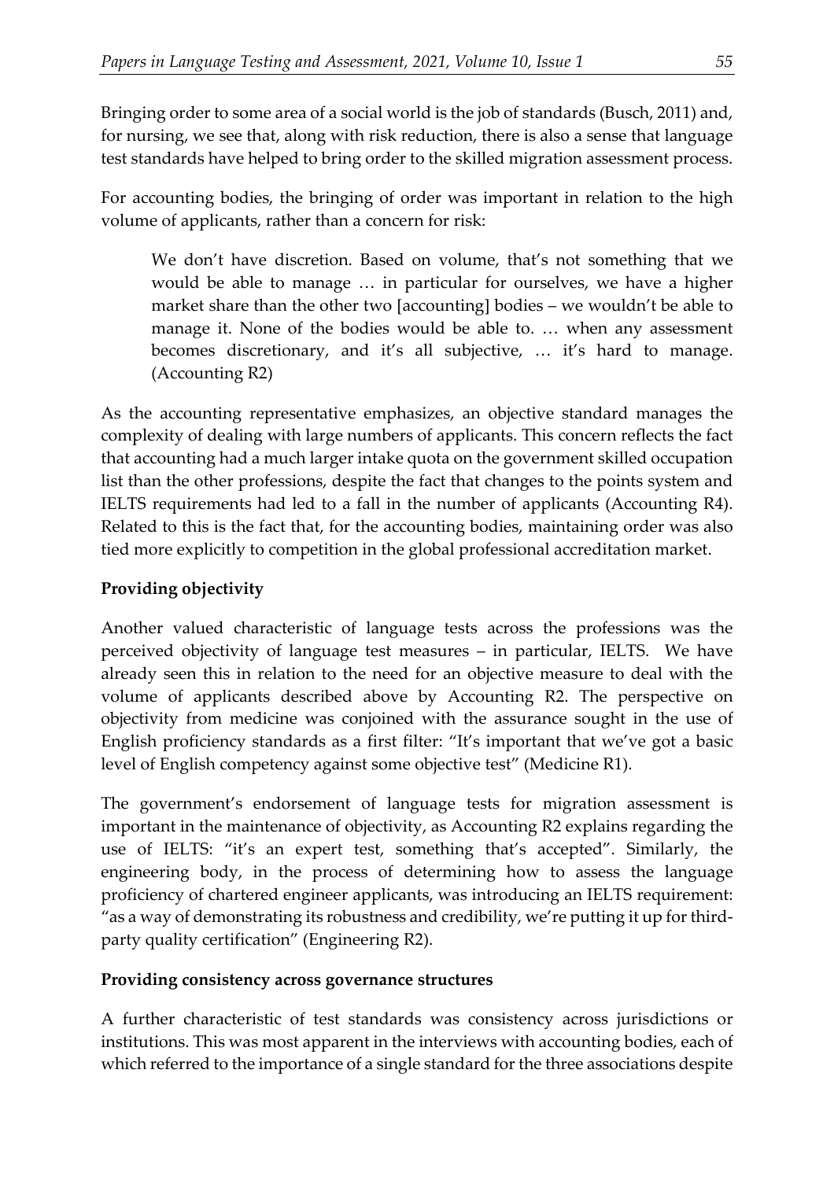Bringing order to some area of a social world is the job of standards (Busch, 2011) and, for nursing, we see that, along with risk reduction, there is also a sense that language test standards have helped to bring order to the skilled migration assessment process.

For accounting bodies, the bringing of order was important in relation to the high volume of applicants, rather than a concern for risk:

> We don't have discretion. Based on volume, that's not something that we would be able to manage … in particular for ourselves, we have a higher market share than the other two [accounting] bodies – we wouldn't be able to manage it. None of the bodies would be able to. … when any assessment becomes discretionary, and it's all subjective, … it's hard to manage. (Accounting R2)

As the accounting representative emphasizes, an objective standard manages the complexity of dealing with large numbers of applicants. This concern reflects the fact that accounting had a much larger intake quota on the government skilled occupation list than the other professions, despite the fact that changes to the points system and IELTS requirements had led to a fall in the number of applicants (Accounting R4). Related to this is the fact that, for the accounting bodies, maintaining order was also tied more explicitly to competition in the global professional accreditation market.

**Providing objectivity**

Another valued characteristic of language tests across the professions was the perceived objectivity of language test measures – in particular, IELTS. We have already seen this in relation to the need for an objective measure to deal with the volume of applicants described above by Accounting R2. The perspective on objectivity from medicine was conjoined with the assurance sought in the use of English proficiency standards as a first filter: "It's important that we've got a basic level of English competency against some objective test" (Medicine R1).

The government's endorsement of language tests for migration assessment is important in the maintenance of objectivity, as Accounting R2 explains regarding the use of IELTS: "it's an expert test, something that's accepted". Similarly, the engineering body, in the process of determining how to assess the language proficiency of chartered engineer applicants, was introducing an IELTS requirement: "as a way of demonstrating its robustness and credibility, we're putting it up for third-party quality certification" (Engineering R2).

**Providing consistency across governance structures**

A further characteristic of test standards was consistency across jurisdictions or institutions. This was most apparent in the interviews with accounting bodies, each of which referred to the importance of a single standard for the three associations despite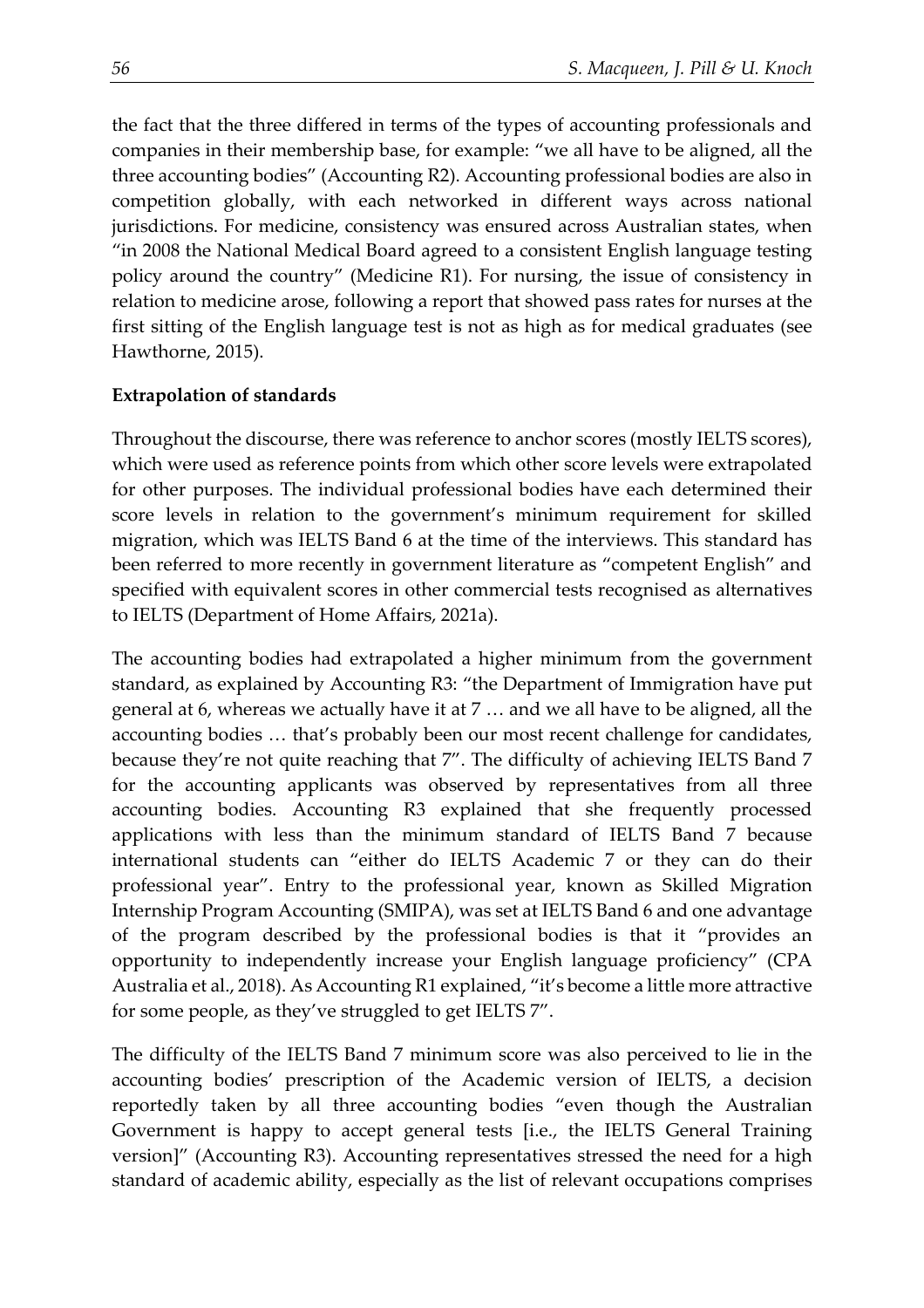the fact that the three differed in terms of the types of accounting professionals and companies in their membership base, for example: "we all have to be aligned, all the three accounting bodies" (Accounting R2). Accounting professional bodies are also in competition globally, with each networked in different ways across national jurisdictions. For medicine, consistency was ensured across Australian states, when "in 2008 the National Medical Board agreed to a consistent English language testing policy around the country" (Medicine R1). For nursing, the issue of consistency in relation to medicine arose, following a report that showed pass rates for nurses at the first sitting of the English language test is not as high as for medical graduates (see Hawthorne, 2015).

**Extrapolation of standards**

Throughout the discourse, there was reference to anchor scores (mostly IELTS scores), which were used as reference points from which other score levels were extrapolated for other purposes. The individual professional bodies have each determined their score levels in relation to the government's minimum requirement for skilled migration, which was IELTS Band 6 at the time of the interviews. This standard has been referred to more recently in government literature as "competent English" and specified with equivalent scores in other commercial tests recognised as alternatives to IELTS (Department of Home Affairs, 2021a).

The accounting bodies had extrapolated a higher minimum from the government standard, as explained by Accounting R3: "the Department of Immigration have put general at 6, whereas we actually have it at 7 … and we all have to be aligned, all the accounting bodies … that's probably been our most recent challenge for candidates, because they're not quite reaching that 7". The difficulty of achieving IELTS Band 7 for the accounting applicants was observed by representatives from all three accounting bodies. Accounting R3 explained that she frequently processed applications with less than the minimum standard of IELTS Band 7 because international students can "either do IELTS Academic 7 or they can do their professional year". Entry to the professional year, known as Skilled Migration Internship Program Accounting (SMIPA), was set at IELTS Band 6 and one advantage of the program described by the professional bodies is that it "provides an opportunity to independently increase your English language proficiency" (CPA Australia et al., 2018). As Accounting R1 explained, "it's become a little more attractive for some people, as they've struggled to get IELTS 7".

The difficulty of the IELTS Band 7 minimum score was also perceived to lie in the accounting bodies' prescription of the Academic version of IELTS, a decision reportedly taken by all three accounting bodies "even though the Australian Government is happy to accept general tests [i.e., the IELTS General Training version]" (Accounting R3). Accounting representatives stressed the need for a high standard of academic ability, especially as the list of relevant occupations comprises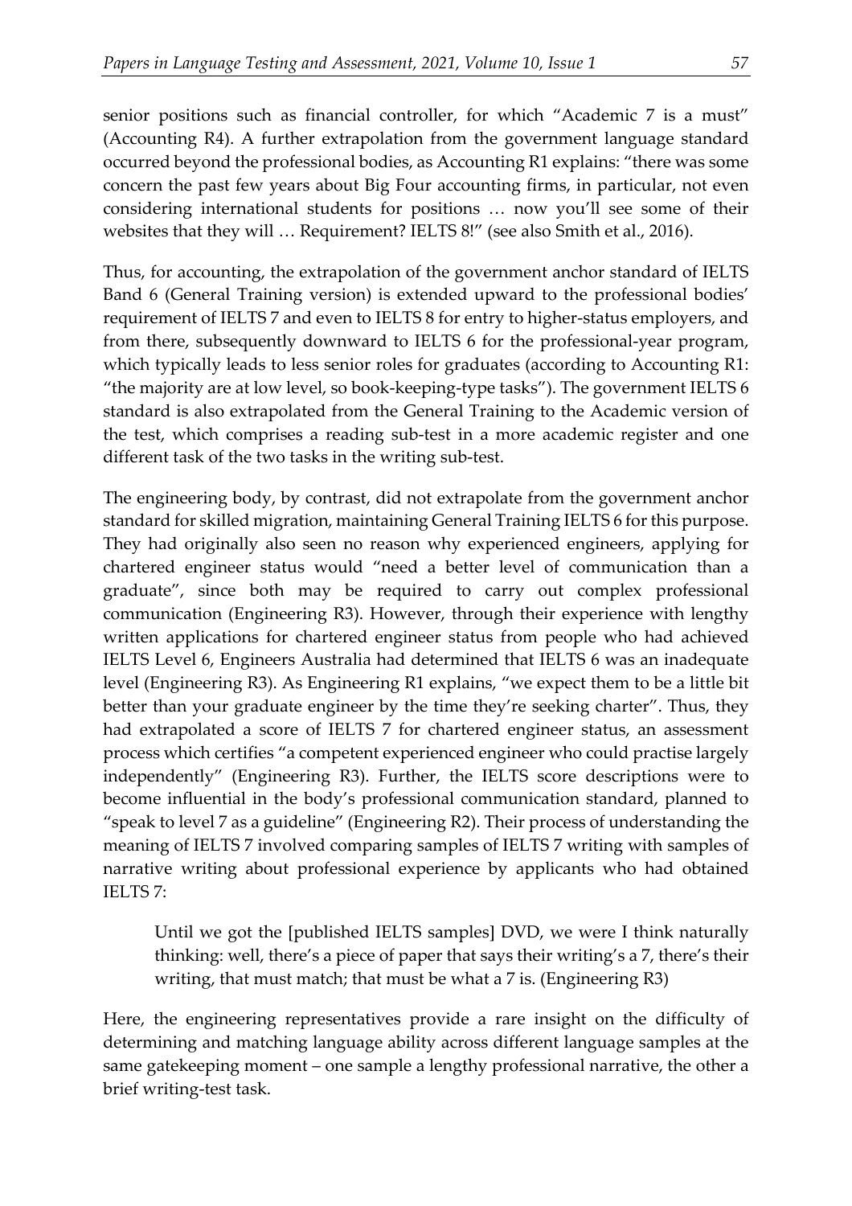senior positions such as financial controller, for which "Academic 7 is a must" (Accounting R4). A further extrapolation from the government language standard occurred beyond the professional bodies, as Accounting R1 explains: "there was some concern the past few years about Big Four accounting firms, in particular, not even considering international students for positions … now you'll see some of their websites that they will … Requirement? IELTS 8!" (see also Smith et al., 2016).

Thus, for accounting, the extrapolation of the government anchor standard of IELTS Band 6 (General Training version) is extended upward to the professional bodies' requirement of IELTS 7 and even to IELTS 8 for entry to higher-status employers, and from there, subsequently downward to IELTS 6 for the professional-year program, which typically leads to less senior roles for graduates (according to Accounting R1: "the majority are at low level, so book-keeping-type tasks"). The government IELTS 6 standard is also extrapolated from the General Training to the Academic version of the test, which comprises a reading sub-test in a more academic register and one different task of the two tasks in the writing sub-test.

The engineering body, by contrast, did not extrapolate from the government anchor standard for skilled migration, maintaining General Training IELTS 6 for this purpose. They had originally also seen no reason why experienced engineers, applying for chartered engineer status would "need a better level of communication than a graduate", since both may be required to carry out complex professional communication (Engineering R3). However, through their experience with lengthy written applications for chartered engineer status from people who had achieved IELTS Level 6, Engineers Australia had determined that IELTS 6 was an inadequate level (Engineering R3). As Engineering R1 explains, "we expect them to be a little bit better than your graduate engineer by the time they're seeking charter". Thus, they had extrapolated a score of IELTS 7 for chartered engineer status, an assessment process which certifies "a competent experienced engineer who could practise largely independently" (Engineering R3). Further, the IELTS score descriptions were to become influential in the body's professional communication standard, planned to "speak to level 7 as a guideline" (Engineering R2). Their process of understanding the meaning of IELTS 7 involved comparing samples of IELTS 7 writing with samples of narrative writing about professional experience by applicants who had obtained IELTS 7:

> Until we got the [published IELTS samples] DVD, we were I think naturally thinking: well, there's a piece of paper that says their writing's a 7, there's their writing, that must match; that must be what a 7 is. (Engineering R3)

Here, the engineering representatives provide a rare insight on the difficulty of determining and matching language ability across different language samples at the same gatekeeping moment – one sample a lengthy professional narrative, the other a brief writing-test task.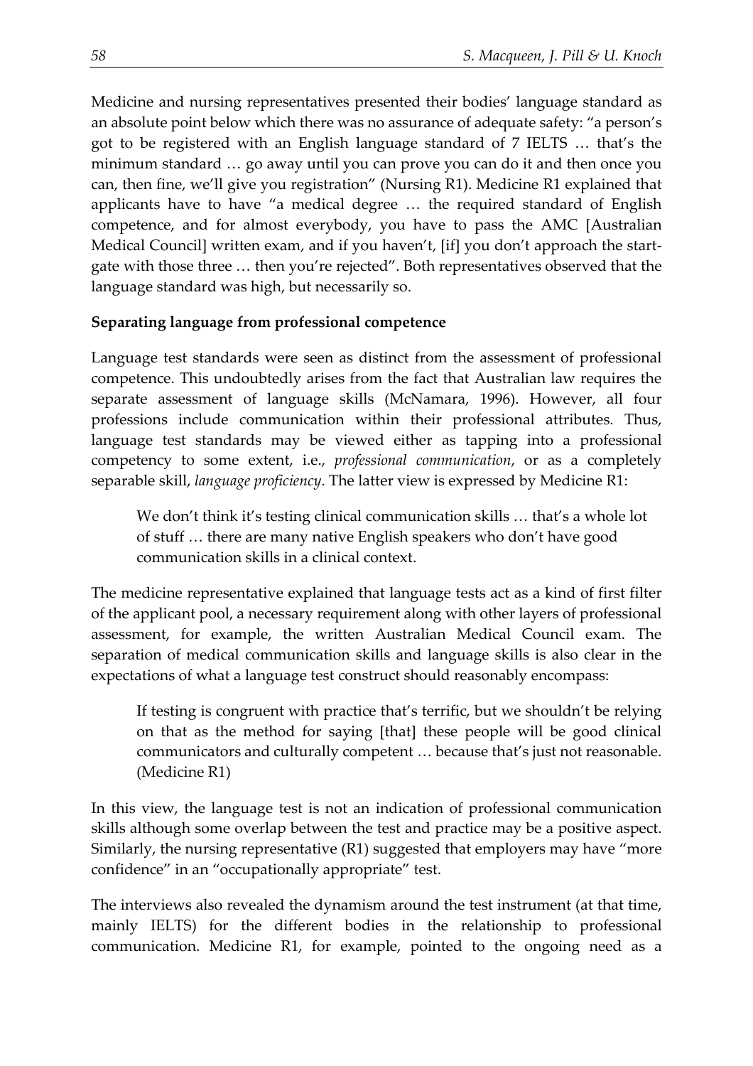Medicine and nursing representatives presented their bodies' language standard as an absolute point below which there was no assurance of adequate safety: "a person's got to be registered with an English language standard of 7 IELTS … that's the minimum standard … go away until you can prove you can do it and then once you can, then fine, we'll give you registration" (Nursing R1). Medicine R1 explained that applicants have to have "a medical degree … the required standard of English competence, and for almost everybody, you have to pass the AMC [Australian Medical Council] written exam, and if you haven't, [if] you don't approach the start-gate with those three … then you're rejected". Both representatives observed that the language standard was high, but necessarily so.

**Separating language from professional competence**

Language test standards were seen as distinct from the assessment of professional competence. This undoubtedly arises from the fact that Australian law requires the separate assessment of language skills (McNamara, 1996). However, all four professions include communication within their professional attributes. Thus, language test standards may be viewed either as tapping into a professional competency to some extent, i.e., *professional communication*, or as a completely separable skill, *language proficiency*. The latter view is expressed by Medicine R1:

> We don't think it's testing clinical communication skills … that's a whole lot of stuff … there are many native English speakers who don't have good communication skills in a clinical context.

The medicine representative explained that language tests act as a kind of first filter of the applicant pool, a necessary requirement along with other layers of professional assessment, for example, the written Australian Medical Council exam. The separation of medical communication skills and language skills is also clear in the expectations of what a language test construct should reasonably encompass:

> If testing is congruent with practice that's terrific, but we shouldn't be relying on that as the method for saying [that] these people will be good clinical communicators and culturally competent … because that's just not reasonable. (Medicine R1)

In this view, the language test is not an indication of professional communication skills although some overlap between the test and practice may be a positive aspect. Similarly, the nursing representative (R1) suggested that employers may have "more confidence" in an "occupationally appropriate" test.

The interviews also revealed the dynamism around the test instrument (at that time, mainly IELTS) for the different bodies in the relationship to professional communication. Medicine R1, for example, pointed to the ongoing need as a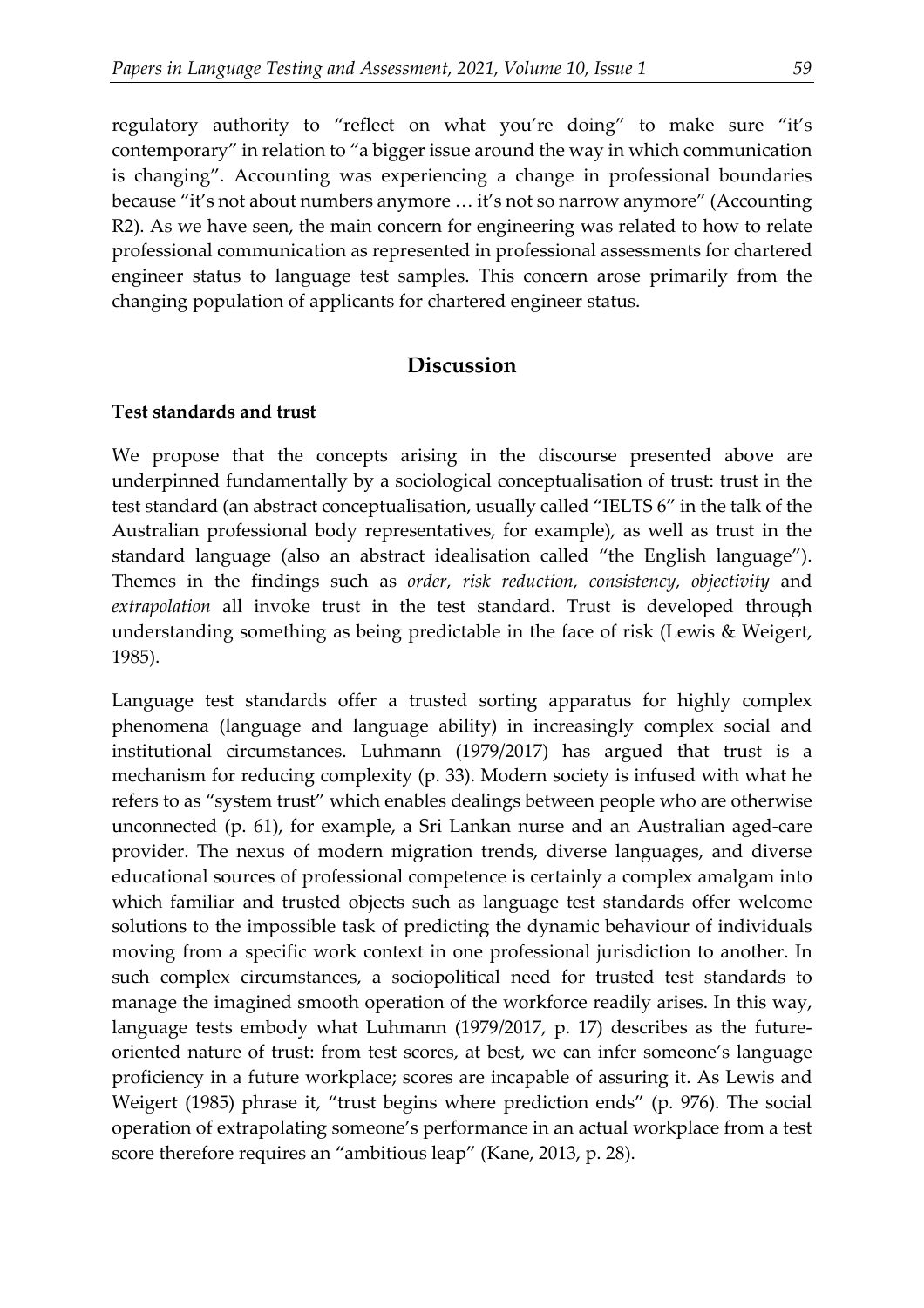regulatory authority to "reflect on what you're doing" to make sure "it's contemporary" in relation to "a bigger issue around the way in which communication is changing". Accounting was experiencing a change in professional boundaries because "it's not about numbers anymore … it's not so narrow anymore" (Accounting R2). As we have seen, the main concern for engineering was related to how to relate professional communication as represented in professional assessments for chartered engineer status to language test samples. This concern arose primarily from the changing population of applicants for chartered engineer status.

## Discussion

### Test standards and trust

We propose that the concepts arising in the discourse presented above are underpinned fundamentally by a sociological conceptualisation of trust: trust in the test standard (an abstract conceptualisation, usually called "IELTS 6" in the talk of the Australian professional body representatives, for example), as well as trust in the standard language (also an abstract idealisation called "the English language"). Themes in the findings such as *order, risk reduction, consistency, objectivity* and *extrapolation* all invoke trust in the test standard. Trust is developed through understanding something as being predictable in the face of risk (Lewis & Weigert, 1985).

Language test standards offer a trusted sorting apparatus for highly complex phenomena (language and language ability) in increasingly complex social and institutional circumstances. Luhmann (1979/2017) has argued that trust is a mechanism for reducing complexity (p. 33). Modern society is infused with what he refers to as "system trust" which enables dealings between people who are otherwise unconnected (p. 61), for example, a Sri Lankan nurse and an Australian aged-care provider. The nexus of modern migration trends, diverse languages, and diverse educational sources of professional competence is certainly a complex amalgam into which familiar and trusted objects such as language test standards offer welcome solutions to the impossible task of predicting the dynamic behaviour of individuals moving from a specific work context in one professional jurisdiction to another. In such complex circumstances, a sociopolitical need for trusted test standards to manage the imagined smooth operation of the workforce readily arises. In this way, language tests embody what Luhmann (1979/2017, p. 17) describes as the future-oriented nature of trust: from test scores, at best, we can infer someone's language proficiency in a future workplace; scores are incapable of assuring it. As Lewis and Weigert (1985) phrase it, "trust begins where prediction ends" (p. 976). The social operation of extrapolating someone's performance in an actual workplace from a test score therefore requires an "ambitious leap" (Kane, 2013, p. 28).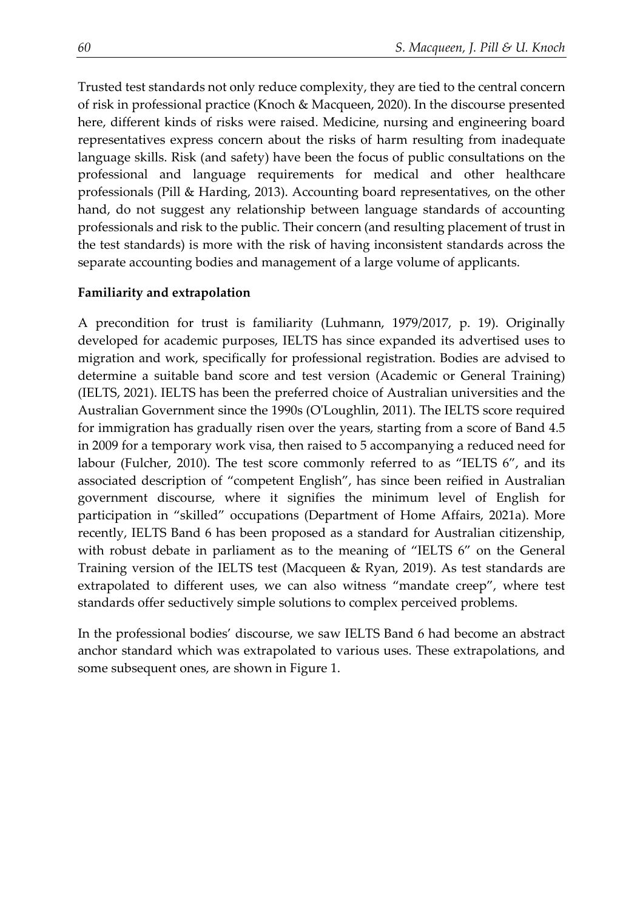Trusted test standards not only reduce complexity, they are tied to the central concern of risk in professional practice (Knoch & Macqueen, 2020). In the discourse presented here, different kinds of risks were raised. Medicine, nursing and engineering board representatives express concern about the risks of harm resulting from inadequate language skills. Risk (and safety) have been the focus of public consultations on the professional and language requirements for medical and other healthcare professionals (Pill & Harding, 2013). Accounting board representatives, on the other hand, do not suggest any relationship between language standards of accounting professionals and risk to the public. Their concern (and resulting placement of trust in the test standards) is more with the risk of having inconsistent standards across the separate accounting bodies and management of a large volume of applicants.

**Familiarity and extrapolation**

A precondition for trust is familiarity (Luhmann, 1979/2017, p. 19). Originally developed for academic purposes, IELTS has since expanded its advertised uses to migration and work, specifically for professional registration. Bodies are advised to determine a suitable band score and test version (Academic or General Training) (IELTS, 2021). IELTS has been the preferred choice of Australian universities and the Australian Government since the 1990s (O'Loughlin, 2011). The IELTS score required for immigration has gradually risen over the years, starting from a score of Band 4.5 in 2009 for a temporary work visa, then raised to 5 accompanying a reduced need for labour (Fulcher, 2010). The test score commonly referred to as "IELTS 6", and its associated description of "competent English", has since been reified in Australian government discourse, where it signifies the minimum level of English for participation in "skilled" occupations (Department of Home Affairs, 2021a). More recently, IELTS Band 6 has been proposed as a standard for Australian citizenship, with robust debate in parliament as to the meaning of "IELTS 6" on the General Training version of the IELTS test (Macqueen & Ryan, 2019). As test standards are extrapolated to different uses, we can also witness "mandate creep", where test standards offer seductively simple solutions to complex perceived problems.

In the professional bodies' discourse, we saw IELTS Band 6 had become an abstract anchor standard which was extrapolated to various uses. These extrapolations, and some subsequent ones, are shown in Figure 1.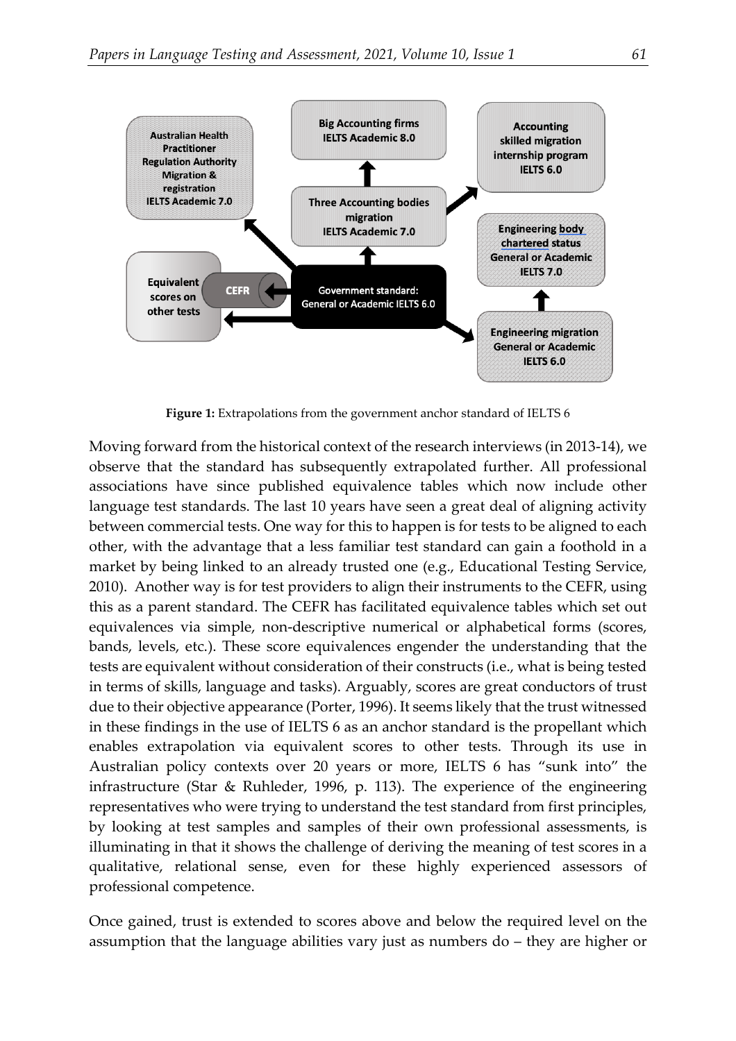Big Accounting firms
IELTS Academic 8.0

Australian Health Practitioner Regulation Authority Migration & registration
IELTS Academic 7.0

Three Accounting bodies migration
IELTS Academic 7.0

Accounting skilled migration internship program
IELTS 6.0

Engineering body chartered status
General or Academic
IELTS 7.0

Equivalent scores on other tests

CEFR

Government standard:
General or Academic IELTS 6.0

Engineering migration
General or Academic
IELTS 6.0

**Figure 1:** Extrapolations from the government anchor standard of IELTS 6

Moving forward from the historical context of the research interviews (in 2013-14), we observe that the standard has subsequently extrapolated further. All professional associations have since published equivalence tables which now include other language test standards. The last 10 years have seen a great deal of aligning activity between commercial tests. One way for this to happen is for tests to be aligned to each other, with the advantage that a less familiar test standard can gain a foothold in a market by being linked to an already trusted one (e.g., Educational Testing Service, 2010). Another way is for test providers to align their instruments to the CEFR, using this as a parent standard. The CEFR has facilitated equivalence tables which set out equivalences via simple, non-descriptive numerical or alphabetical forms (scores, bands, levels, etc.). These score equivalences engender the understanding that the tests are equivalent without consideration of their constructs (i.e., what is being tested in terms of skills, language and tasks). Arguably, scores are great conductors of trust due to their objective appearance (Porter, 1996). It seems likely that the trust witnessed in these findings in the use of IELTS 6 as an anchor standard is the propellant which enables extrapolation via equivalent scores to other tests. Through its use in Australian policy contexts over 20 years or more, IELTS 6 has "sunk into" the infrastructure (Star & Ruhleder, 1996, p. 113). The experience of the engineering representatives who were trying to understand the test standard from first principles, by looking at test samples and samples of their own professional assessments, is illuminating in that it shows the challenge of deriving the meaning of test scores in a qualitative, relational sense, even for these highly experienced assessors of professional competence.

Once gained, trust is extended to scores above and below the required level on the assumption that the language abilities vary just as numbers do – they are higher or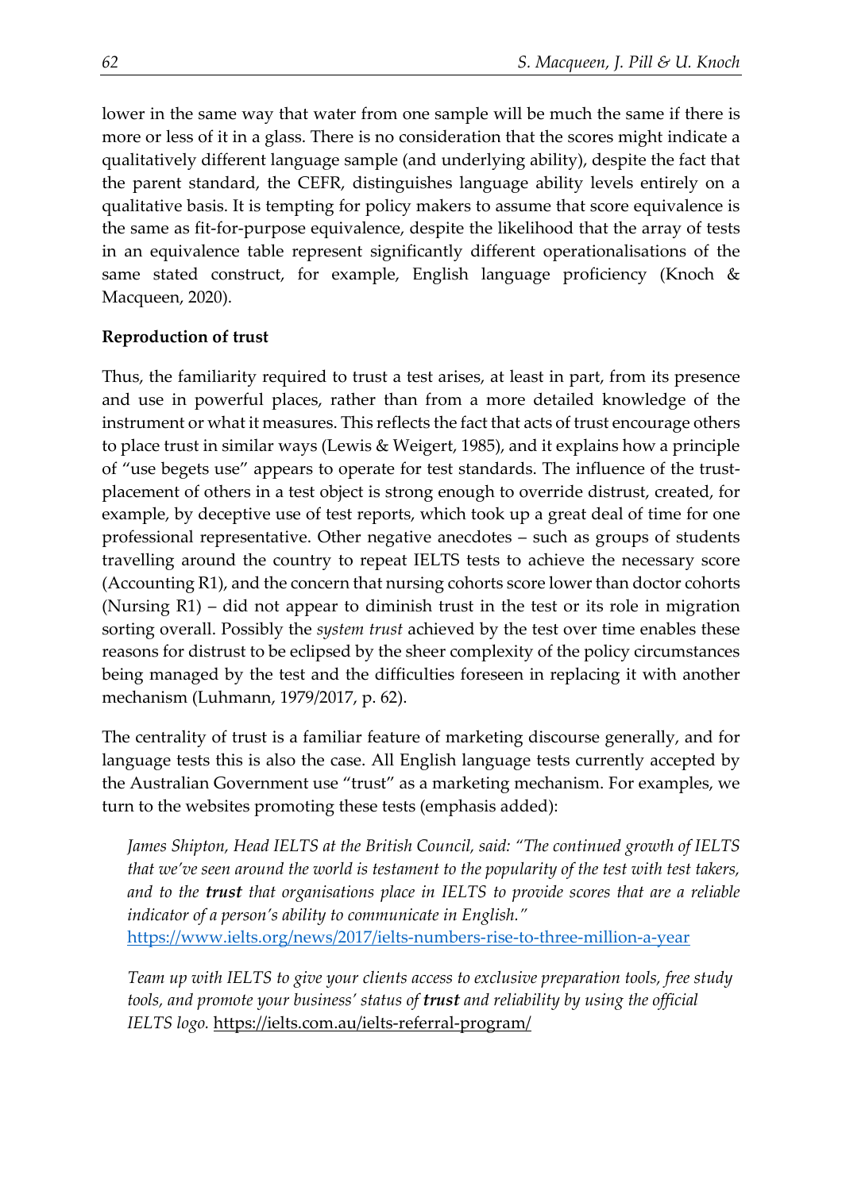lower in the same way that water from one sample will be much the same if there is more or less of it in a glass. There is no consideration that the scores might indicate a qualitatively different language sample (and underlying ability), despite the fact that the parent standard, the CEFR, distinguishes language ability levels entirely on a qualitative basis. It is tempting for policy makers to assume that score equivalence is the same as fit-for-purpose equivalence, despite the likelihood that the array of tests in an equivalence table represent significantly different operationalisations of the same stated construct, for example, English language proficiency (Knoch & Macqueen, 2020).

**Reproduction of trust**

Thus, the familiarity required to trust a test arises, at least in part, from its presence and use in powerful places, rather than from a more detailed knowledge of the instrument or what it measures. This reflects the fact that acts of trust encourage others to place trust in similar ways (Lewis & Weigert, 1985), and it explains how a principle of "use begets use" appears to operate for test standards. The influence of the trust-placement of others in a test object is strong enough to override distrust, created, for example, by deceptive use of test reports, which took up a great deal of time for one professional representative. Other negative anecdotes – such as groups of students travelling around the country to repeat IELTS tests to achieve the necessary score (Accounting R1), and the concern that nursing cohorts score lower than doctor cohorts (Nursing R1) – did not appear to diminish trust in the test or its role in migration sorting overall. Possibly the *system trust* achieved by the test over time enables these reasons for distrust to be eclipsed by the sheer complexity of the policy circumstances being managed by the test and the difficulties foreseen in replacing it with another mechanism (Luhmann, 1979/2017, p. 62).

The centrality of trust is a familiar feature of marketing discourse generally, and for language tests this is also the case. All English language tests currently accepted by the Australian Government use "trust" as a marketing mechanism. For examples, we turn to the websites promoting these tests (emphasis added):

> *James Shipton, Head IELTS at the British Council, said: "The continued growth of IELTS that we've seen around the world is testament to the popularity of the test with test takers, and to the* ***trust*** *that organisations place in IELTS to provide scores that are a reliable indicator of a person's ability to communicate in English."*
> https://www.ielts.org/news/2017/ielts-numbers-rise-to-three-million-a-year

> *Team up with IELTS to give your clients access to exclusive preparation tools, free study tools, and promote your business' status of* ***trust*** *and reliability by using the official IELTS logo.* https://ielts.com.au/ielts-referral-program/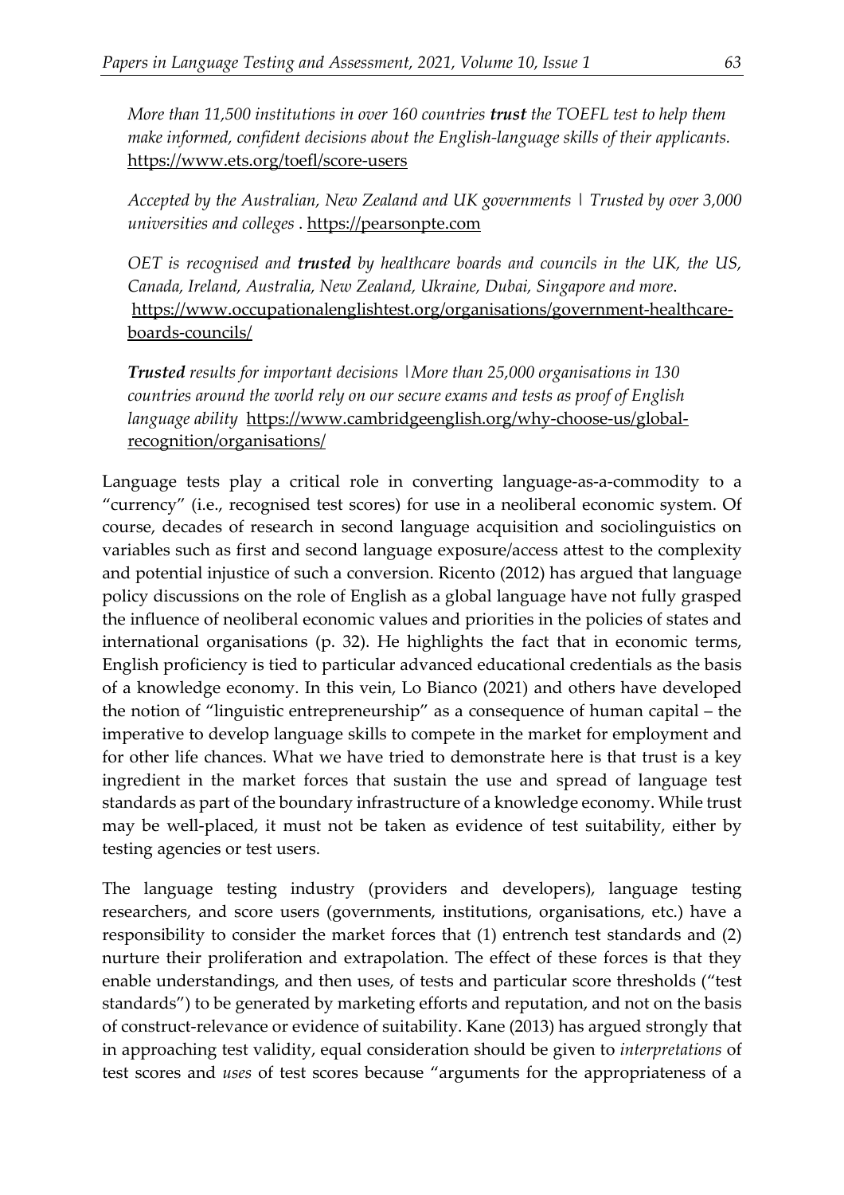*More than 11,500 institutions in over 160 countries **trust** the TOEFL test to help them make informed, confident decisions about the English-language skills of their applicants.* https://www.ets.org/toefl/score-users

*Accepted by the Australian, New Zealand and UK governments | Trusted by over 3,000 universities and colleges* . https://pearsonpte.com

*OET is recognised and **trusted** by healthcare boards and councils in the UK, the US, Canada, Ireland, Australia, New Zealand, Ukraine, Dubai, Singapore and more*. https://www.occupationalenglishtest.org/organisations/government-healthcare-boards-councils/

***Trusted** results for important decisions |More than 25,000 organisations in 130 countries around the world rely on our secure exams and tests as proof of English language ability* https://www.cambridgeenglish.org/why-choose-us/global-recognition/organisations/

Language tests play a critical role in converting language-as-a-commodity to a "currency" (i.e., recognised test scores) for use in a neoliberal economic system. Of course, decades of research in second language acquisition and sociolinguistics on variables such as first and second language exposure/access attest to the complexity and potential injustice of such a conversion. Ricento (2012) has argued that language policy discussions on the role of English as a global language have not fully grasped the influence of neoliberal economic values and priorities in the policies of states and international organisations (p. 32). He highlights the fact that in economic terms, English proficiency is tied to particular advanced educational credentials as the basis of a knowledge economy. In this vein, Lo Bianco (2021) and others have developed the notion of "linguistic entrepreneurship" as a consequence of human capital – the imperative to develop language skills to compete in the market for employment and for other life chances. What we have tried to demonstrate here is that trust is a key ingredient in the market forces that sustain the use and spread of language test standards as part of the boundary infrastructure of a knowledge economy. While trust may be well-placed, it must not be taken as evidence of test suitability, either by testing agencies or test users.

The language testing industry (providers and developers), language testing researchers, and score users (governments, institutions, organisations, etc.) have a responsibility to consider the market forces that (1) entrench test standards and (2) nurture their proliferation and extrapolation. The effect of these forces is that they enable understandings, and then uses, of tests and particular score thresholds ("test standards") to be generated by marketing efforts and reputation, and not on the basis of construct-relevance or evidence of suitability. Kane (2013) has argued strongly that in approaching test validity, equal consideration should be given to *interpretations* of test scores and *uses* of test scores because "arguments for the appropriateness of a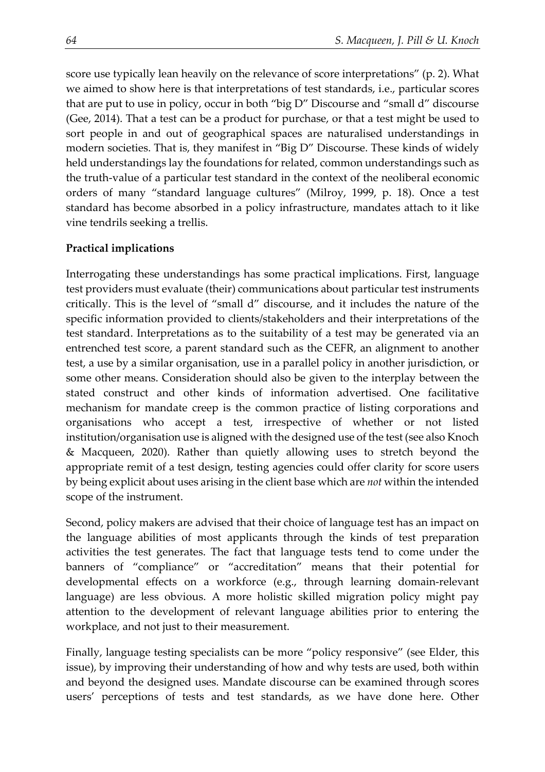score use typically lean heavily on the relevance of score interpretations" (p. 2). What we aimed to show here is that interpretations of test standards, i.e., particular scores that are put to use in policy, occur in both "big D" Discourse and "small d" discourse (Gee, 2014). That a test can be a product for purchase, or that a test might be used to sort people in and out of geographical spaces are naturalised understandings in modern societies. That is, they manifest in "Big D" Discourse. These kinds of widely held understandings lay the foundations for related, common understandings such as the truth-value of a particular test standard in the context of the neoliberal economic orders of many "standard language cultures" (Milroy, 1999, p. 18). Once a test standard has become absorbed in a policy infrastructure, mandates attach to it like vine tendrils seeking a trellis.

**Practical implications**

Interrogating these understandings has some practical implications. First, language test providers must evaluate (their) communications about particular test instruments critically. This is the level of "small d" discourse, and it includes the nature of the specific information provided to clients/stakeholders and their interpretations of the test standard. Interpretations as to the suitability of a test may be generated via an entrenched test score, a parent standard such as the CEFR, an alignment to another test, a use by a similar organisation, use in a parallel policy in another jurisdiction, or some other means. Consideration should also be given to the interplay between the stated construct and other kinds of information advertised. One facilitative mechanism for mandate creep is the common practice of listing corporations and organisations who accept a test, irrespective of whether or not listed institution/organisation use is aligned with the designed use of the test (see also Knoch & Macqueen, 2020). Rather than quietly allowing uses to stretch beyond the appropriate remit of a test design, testing agencies could offer clarity for score users by being explicit about uses arising in the client base which are *not* within the intended scope of the instrument.

Second, policy makers are advised that their choice of language test has an impact on the language abilities of most applicants through the kinds of test preparation activities the test generates. The fact that language tests tend to come under the banners of "compliance" or "accreditation" means that their potential for developmental effects on a workforce (e.g., through learning domain-relevant language) are less obvious. A more holistic skilled migration policy might pay attention to the development of relevant language abilities prior to entering the workplace, and not just to their measurement.

Finally, language testing specialists can be more "policy responsive" (see Elder, this issue), by improving their understanding of how and why tests are used, both within and beyond the designed uses. Mandate discourse can be examined through scores users' perceptions of tests and test standards, as we have done here. Other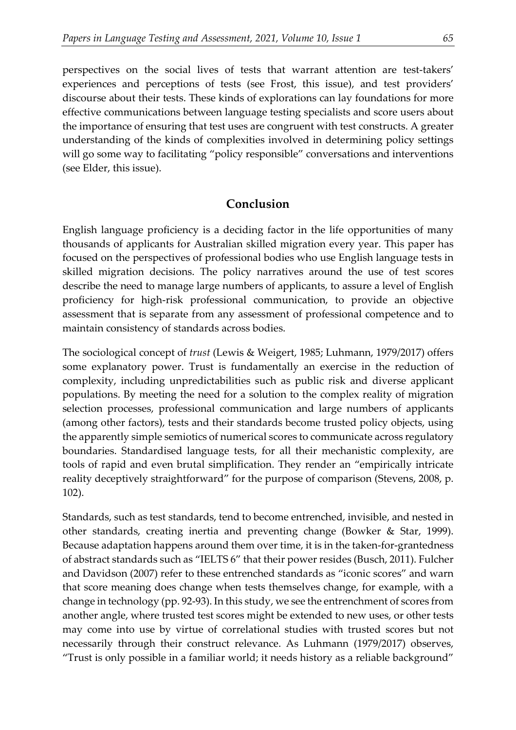perspectives on the social lives of tests that warrant attention are test-takers' experiences and perceptions of tests (see Frost, this issue), and test providers' discourse about their tests. These kinds of explorations can lay foundations for more effective communications between language testing specialists and score users about the importance of ensuring that test uses are congruent with test constructs. A greater understanding of the kinds of complexities involved in determining policy settings will go some way to facilitating "policy responsible" conversations and interventions (see Elder, this issue).

## Conclusion

English language proficiency is a deciding factor in the life opportunities of many thousands of applicants for Australian skilled migration every year. This paper has focused on the perspectives of professional bodies who use English language tests in skilled migration decisions. The policy narratives around the use of test scores describe the need to manage large numbers of applicants, to assure a level of English proficiency for high-risk professional communication, to provide an objective assessment that is separate from any assessment of professional competence and to maintain consistency of standards across bodies.

The sociological concept of *trust* (Lewis & Weigert, 1985; Luhmann, 1979/2017) offers some explanatory power. Trust is fundamentally an exercise in the reduction of complexity, including unpredictabilities such as public risk and diverse applicant populations. By meeting the need for a solution to the complex reality of migration selection processes, professional communication and large numbers of applicants (among other factors), tests and their standards become trusted policy objects, using the apparently simple semiotics of numerical scores to communicate across regulatory boundaries. Standardised language tests, for all their mechanistic complexity, are tools of rapid and even brutal simplification. They render an "empirically intricate reality deceptively straightforward" for the purpose of comparison (Stevens, 2008, p. 102).

Standards, such as test standards, tend to become entrenched, invisible, and nested in other standards, creating inertia and preventing change (Bowker & Star, 1999). Because adaptation happens around them over time, it is in the taken-for-grantedness of abstract standards such as "IELTS 6" that their power resides (Busch, 2011). Fulcher and Davidson (2007) refer to these entrenched standards as "iconic scores" and warn that score meaning does change when tests themselves change, for example, with a change in technology (pp. 92-93). In this study, we see the entrenchment of scores from another angle, where trusted test scores might be extended to new uses, or other tests may come into use by virtue of correlational studies with trusted scores but not necessarily through their construct relevance. As Luhmann (1979/2017) observes, "Trust is only possible in a familiar world; it needs history as a reliable background"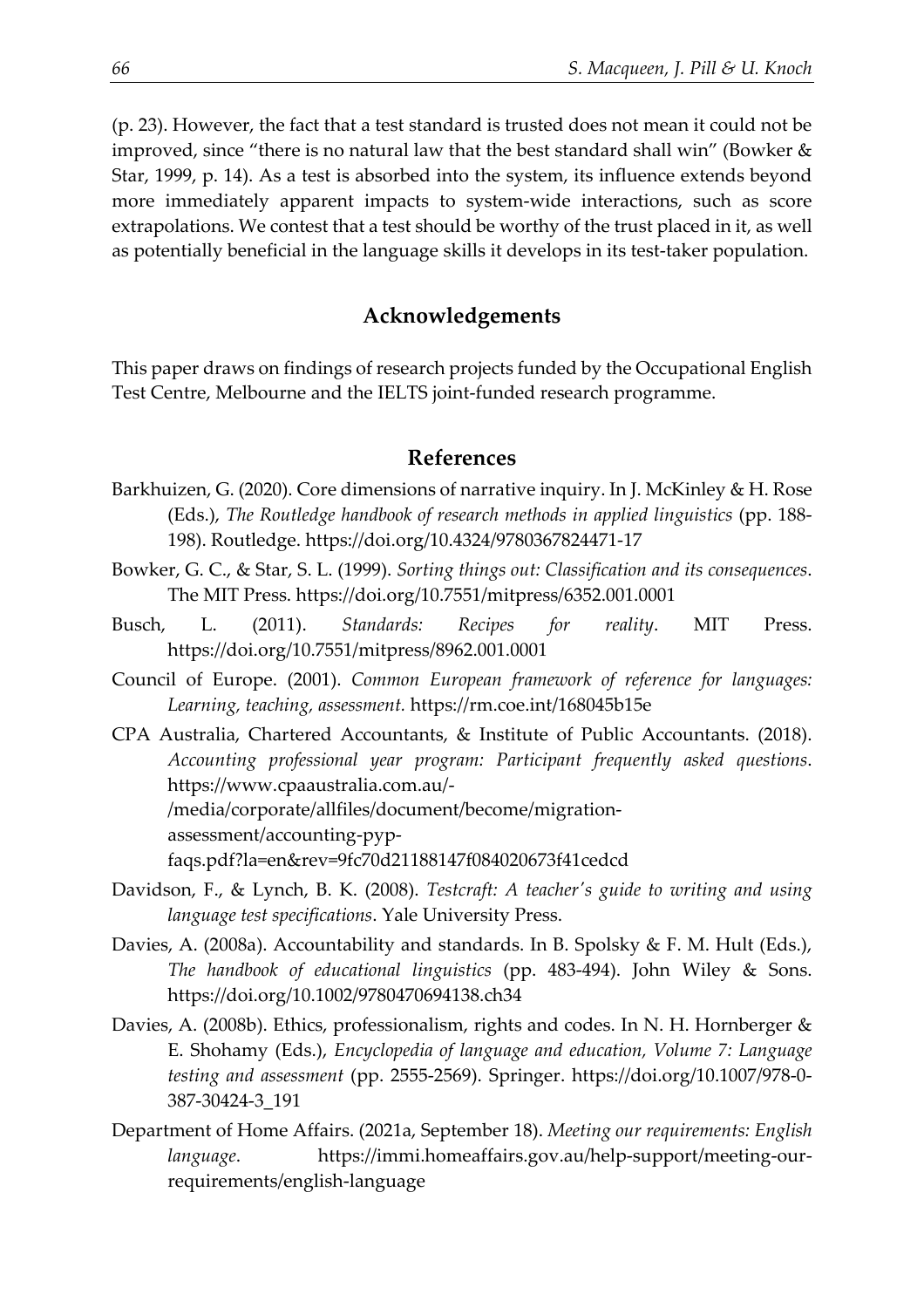(p. 23). However, the fact that a test standard is trusted does not mean it could not be improved, since "there is no natural law that the best standard shall win" (Bowker & Star, 1999, p. 14). As a test is absorbed into the system, its influence extends beyond more immediately apparent impacts to system-wide interactions, such as score extrapolations. We contest that a test should be worthy of the trust placed in it, as well as potentially beneficial in the language skills it develops in its test-taker population.

## Acknowledgements

This paper draws on findings of research projects funded by the Occupational English Test Centre, Melbourne and the IELTS joint-funded research programme.

## References

Barkhuizen, G. (2020). Core dimensions of narrative inquiry. In J. McKinley & H. Rose (Eds.), *The Routledge handbook of research methods in applied linguistics* (pp. 188-198). Routledge. https://doi.org/10.4324/9780367824471-17

Bowker, G. C., & Star, S. L. (1999). *Sorting things out: Classification and its consequences*. The MIT Press. https://doi.org/10.7551/mitpress/6352.001.0001

Busch, L. (2011). *Standards: Recipes for reality*. MIT Press. https://doi.org/10.7551/mitpress/8962.001.0001

Council of Europe. (2001). *Common European framework of reference for languages: Learning, teaching, assessment.* https://rm.coe.int/168045b15e

CPA Australia, Chartered Accountants, & Institute of Public Accountants. (2018). *Accounting professional year program: Participant frequently asked questions*. https://www.cpaaustralia.com.au/-/media/corporate/allfiles/document/become/migration-assessment/accounting-pyp-faqs.pdf?la=en&rev=9fc70d21188147f084020673f41cedcd

Davidson, F., & Lynch, B. K. (2008). *Testcraft: A teacher's guide to writing and using language test specifications*. Yale University Press.

Davies, A. (2008a). Accountability and standards. In B. Spolsky & F. M. Hult (Eds.), *The handbook of educational linguistics* (pp. 483-494). John Wiley & Sons. https://doi.org/10.1002/9780470694138.ch34

Davies, A. (2008b). Ethics, professionalism, rights and codes. In N. H. Hornberger & E. Shohamy (Eds.), *Encyclopedia of language and education, Volume 7: Language testing and assessment* (pp. 2555-2569). Springer. https://doi.org/10.1007/978-0-387-30424-3_191

Department of Home Affairs. (2021a, September 18). *Meeting our requirements: English language*. https://immi.homeaffairs.gov.au/help-support/meeting-our-requirements/english-language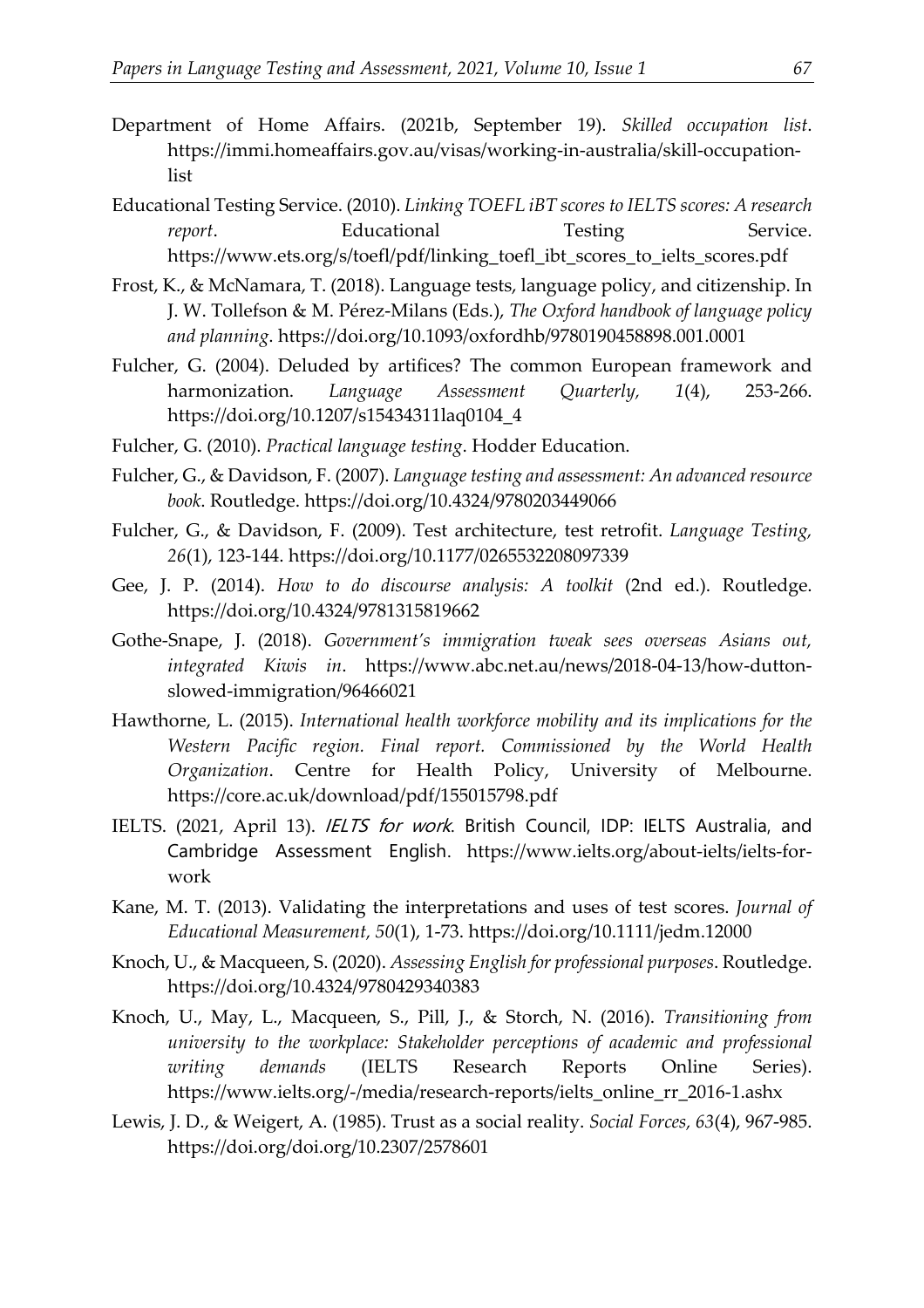Department of Home Affairs. (2021b, September 19). *Skilled occupation list*. https://immi.homeaffairs.gov.au/visas/working-in-australia/skill-occupation-list

Educational Testing Service. (2010). *Linking TOEFL iBT scores to IELTS scores: A research report*. Educational Testing Service. https://www.ets.org/s/toefl/pdf/linking_toefl_ibt_scores_to_ielts_scores.pdf

Frost, K., & McNamara, T. (2018). Language tests, language policy, and citizenship. In J. W. Tollefson & M. Pérez-Milans (Eds.), *The Oxford handbook of language policy and planning*. https://doi.org/10.1093/oxfordhb/9780190458898.001.0001

Fulcher, G. (2004). Deluded by artifices? The common European framework and harmonization. *Language Assessment Quarterly, 1*(4), 253-266. https://doi.org/10.1207/s15434311laq0104_4

Fulcher, G. (2010). *Practical language testing*. Hodder Education.

Fulcher, G., & Davidson, F. (2007). *Language testing and assessment: An advanced resource book*. Routledge. https://doi.org/10.4324/9780203449066

Fulcher, G., & Davidson, F. (2009). Test architecture, test retrofit. *Language Testing, 26*(1), 123-144. https://doi.org/10.1177/0265532208097339

Gee, J. P. (2014). *How to do discourse analysis: A toolkit* (2nd ed.). Routledge. https://doi.org/10.4324/9781315819662

Gothe-Snape, J. (2018). *Government's immigration tweak sees overseas Asians out, integrated Kiwis in*. https://www.abc.net.au/news/2018-04-13/how-dutton-slowed-immigration/96466021

Hawthorne, L. (2015). *International health workforce mobility and its implications for the Western Pacific region. Final report. Commissioned by the World Health Organization*. Centre for Health Policy, University of Melbourne. https://core.ac.uk/download/pdf/155015798.pdf

IELTS. (2021, April 13). *IELTS for work*. British Council, IDP: IELTS Australia, and Cambridge Assessment English. https://www.ielts.org/about-ielts/ielts-for-work

Kane, M. T. (2013). Validating the interpretations and uses of test scores. *Journal of Educational Measurement, 50*(1), 1-73. https://doi.org/10.1111/jedm.12000

Knoch, U., & Macqueen, S. (2020). *Assessing English for professional purposes*. Routledge. https://doi.org/10.4324/9780429340383

Knoch, U., May, L., Macqueen, S., Pill, J., & Storch, N. (2016). *Transitioning from university to the workplace: Stakeholder perceptions of academic and professional writing demands* (IELTS Research Reports Online Series). https://www.ielts.org/-/media/research-reports/ielts_online_rr_2016-1.ashx

Lewis, J. D., & Weigert, A. (1985). Trust as a social reality. *Social Forces, 63*(4), 967-985. https://doi.org/doi.org/10.2307/2578601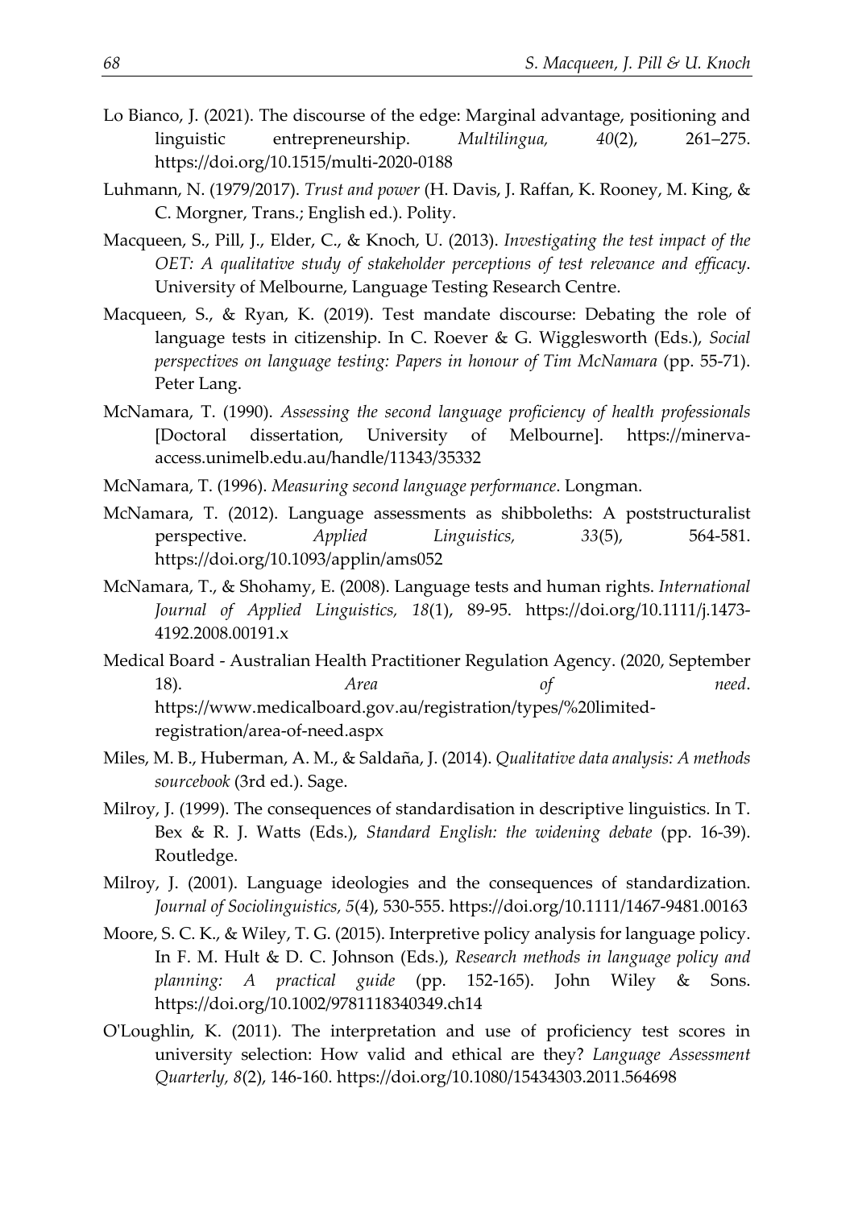Lo Bianco, J. (2021). The discourse of the edge: Marginal advantage, positioning and linguistic entrepreneurship. *Multilingua, 40*(2), 261–275. https://doi.org/10.1515/multi-2020-0188

Luhmann, N. (1979/2017). *Trust and power* (H. Davis, J. Raffan, K. Rooney, M. King, & C. Morgner, Trans.; English ed.). Polity.

Macqueen, S., Pill, J., Elder, C., & Knoch, U. (2013). *Investigating the test impact of the OET: A qualitative study of stakeholder perceptions of test relevance and efficacy*. University of Melbourne, Language Testing Research Centre.

Macqueen, S., & Ryan, K. (2019). Test mandate discourse: Debating the role of language tests in citizenship. In C. Roever & G. Wigglesworth (Eds.), *Social perspectives on language testing: Papers in honour of Tim McNamara* (pp. 55-71). Peter Lang.

McNamara, T. (1990). *Assessing the second language proficiency of health professionals* [Doctoral dissertation, University of Melbourne]. https://minerva-access.unimelb.edu.au/handle/11343/35332

McNamara, T. (1996). *Measuring second language performance*. Longman.

McNamara, T. (2012). Language assessments as shibboleths: A poststructuralist perspective. *Applied Linguistics, 33*(5), 564-581. https://doi.org/10.1093/applin/ams052

McNamara, T., & Shohamy, E. (2008). Language tests and human rights. *International Journal of Applied Linguistics, 18*(1), 89-95. https://doi.org/10.1111/j.1473-4192.2008.00191.x

Medical Board - Australian Health Practitioner Regulation Agency. (2020, September 18). *Area of need*. https://www.medicalboard.gov.au/registration/types/%20limited-registration/area-of-need.aspx

Miles, M. B., Huberman, A. M., & Saldaña, J. (2014). *Qualitative data analysis: A methods sourcebook* (3rd ed.). Sage.

Milroy, J. (1999). The consequences of standardisation in descriptive linguistics. In T. Bex & R. J. Watts (Eds.), *Standard English: the widening debate* (pp. 16-39). Routledge.

Milroy, J. (2001). Language ideologies and the consequences of standardization. *Journal of Sociolinguistics, 5*(4), 530-555. https://doi.org/10.1111/1467-9481.00163

Moore, S. C. K., & Wiley, T. G. (2015). Interpretive policy analysis for language policy. In F. M. Hult & D. C. Johnson (Eds.), *Research methods in language policy and planning: A practical guide* (pp. 152-165). John Wiley & Sons. https://doi.org/10.1002/9781118340349.ch14

O'Loughlin, K. (2011). The interpretation and use of proficiency test scores in university selection: How valid and ethical are they? *Language Assessment Quarterly, 8*(2), 146-160. https://doi.org/10.1080/15434303.2011.564698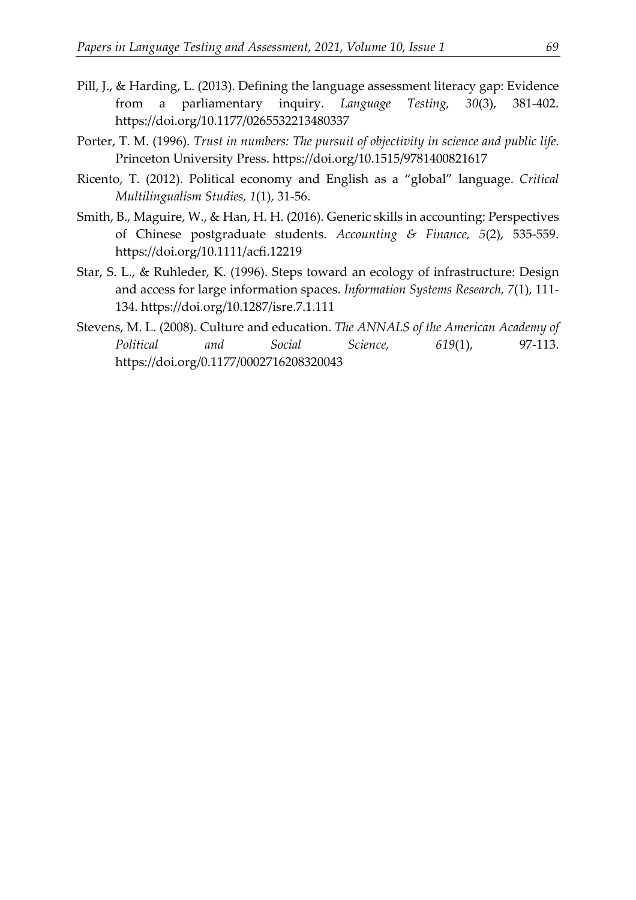Pill, J., & Harding, L. (2013). Defining the language assessment literacy gap: Evidence from a parliamentary inquiry. *Language Testing, 30*(3), 381-402. https://doi.org/10.1177/0265532213480337

Porter, T. M. (1996). *Trust in numbers: The pursuit of objectivity in science and public life*. Princeton University Press. https://doi.org/10.1515/9781400821617

Ricento, T. (2012). Political economy and English as a "global" language. *Critical Multilingualism Studies, 1*(1), 31-56.

Smith, B., Maguire, W., & Han, H. H. (2016). Generic skills in accounting: Perspectives of Chinese postgraduate students. *Accounting & Finance, 5*(2), 535-559. https://doi.org/10.1111/acfi.12219

Star, S. L., & Ruhleder, K. (1996). Steps toward an ecology of infrastructure: Design and access for large information spaces. *Information Systems Research, 7*(1), 111-134. https://doi.org/10.1287/isre.7.1.111

Stevens, M. L. (2008). Culture and education. *The ANNALS of the American Academy of Political and Social Science, 619*(1), 97-113. https://doi.org/0.1177/0002716208320043